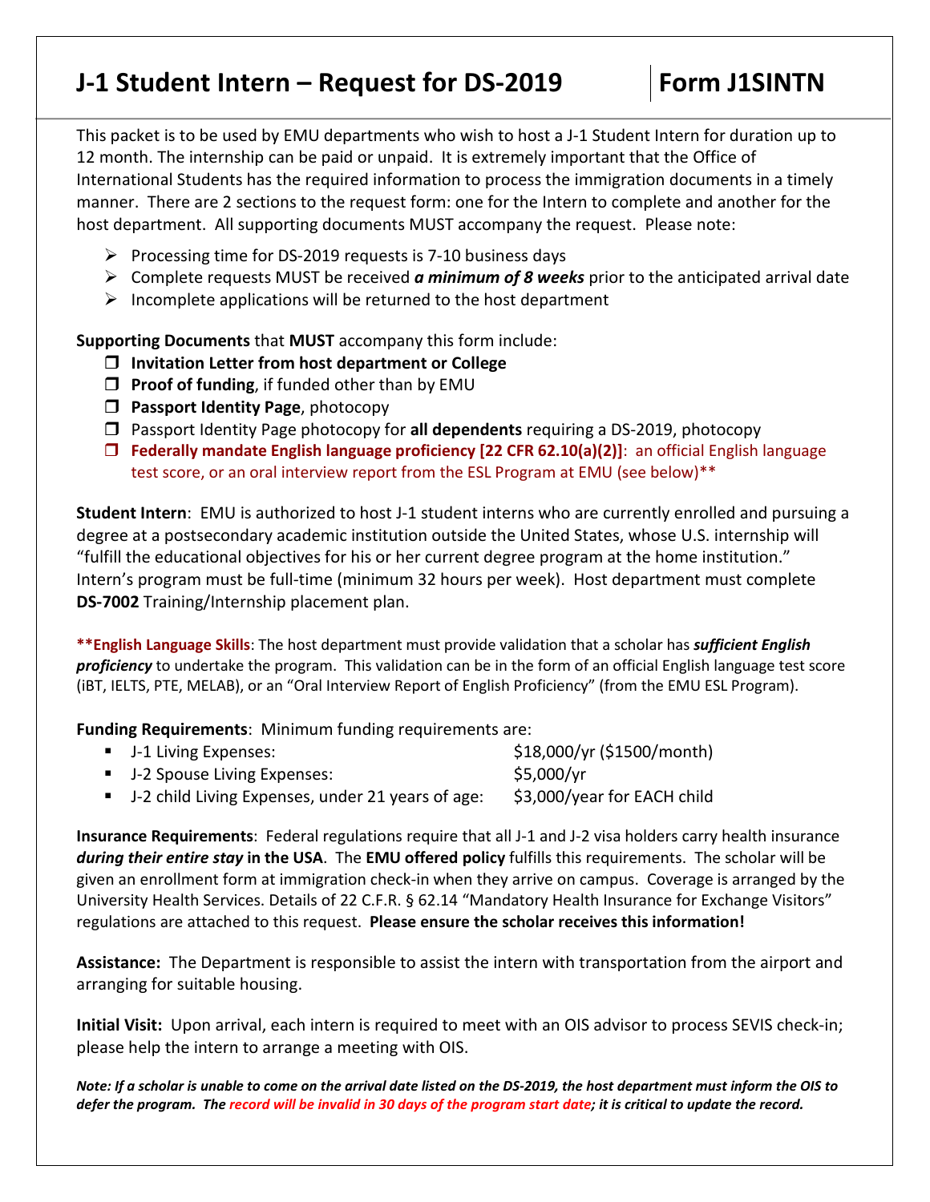# J-1 Student Intern – Request for DS-2019 | Form J1SINTN

This packet is to be used by EMU departments who wish to host a J-1 Student Intern for duration up to 12 month. The internship can be paid or unpaid. It is extremely important that the Office of International Students has the required information to process the immigration documents in a timely manner. There are 2 sections to the request form: one for the Intern to complete and another for the host department. All supporting documents MUST accompany the request. Please note:

- Processing time for DS-2019 requests is 7-10 business days
- Complete requests MUST be received ***a minimum of 8 weeks*** prior to the anticipated arrival date
- Incomplete applications will be returned to the host department

**Supporting Documents** that **MUST** accompany this form include:

- ❒ **Invitation Letter from host department or College**
- ❒ **Proof of funding**, if funded other than by EMU
- ❒ **Passport Identity Page**, photocopy
- ❒ Passport Identity Page photocopy for **all dependents** requiring a DS-2019, photocopy
- ❒ **Federally mandate English language proficiency [22 CFR 62.10(a)(2)]**: an official English language test score, or an oral interview report from the ESL Program at EMU (see below)**

**Student Intern**: EMU is authorized to host J-1 student interns who are currently enrolled and pursuing a degree at a postsecondary academic institution outside the United States, whose U.S. internship will "fulfill the educational objectives for his or her current degree program at the home institution." Intern's program must be full-time (minimum 32 hours per week). Host department must complete **DS-7002** Training/Internship placement plan.

****English Language Skills**: The host department must provide validation that a scholar has ***sufficient English proficiency*** to undertake the program. This validation can be in the form of an official English language test score (iBT, IELTS, PTE, MELAB), or an "Oral Interview Report of English Proficiency" (from the EMU ESL Program).

**Funding Requirements**: Minimum funding requirements are:

- J-1 Living Expenses: $18,000/yr ($1500/month)
- J-2 Spouse Living Expenses: $5,000/yr
- J-2 child Living Expenses, under 21 years of age: $3,000/year for EACH child

**Insurance Requirements**: Federal regulations require that all J-1 and J-2 visa holders carry health insurance ***during their entire stay* in the USA**. The **EMU offered policy** fulfills this requirements. The scholar will be given an enrollment form at immigration check-in when they arrive on campus. Coverage is arranged by the University Health Services. Details of 22 C.F.R. § 62.14 "Mandatory Health Insurance for Exchange Visitors" regulations are attached to this request. **Please ensure the scholar receives this information!**

**Assistance:** The Department is responsible to assist the intern with transportation from the airport and arranging for suitable housing.

**Initial Visit:** Upon arrival, each intern is required to meet with an OIS advisor to process SEVIS check-in; please help the intern to arrange a meeting with OIS.

***Note: If a scholar is unable to come on the arrival date listed on the DS-2019, the host department must inform the OIS to defer the program. The record will be invalid in 30 days of the program start date; it is critical to update the record.***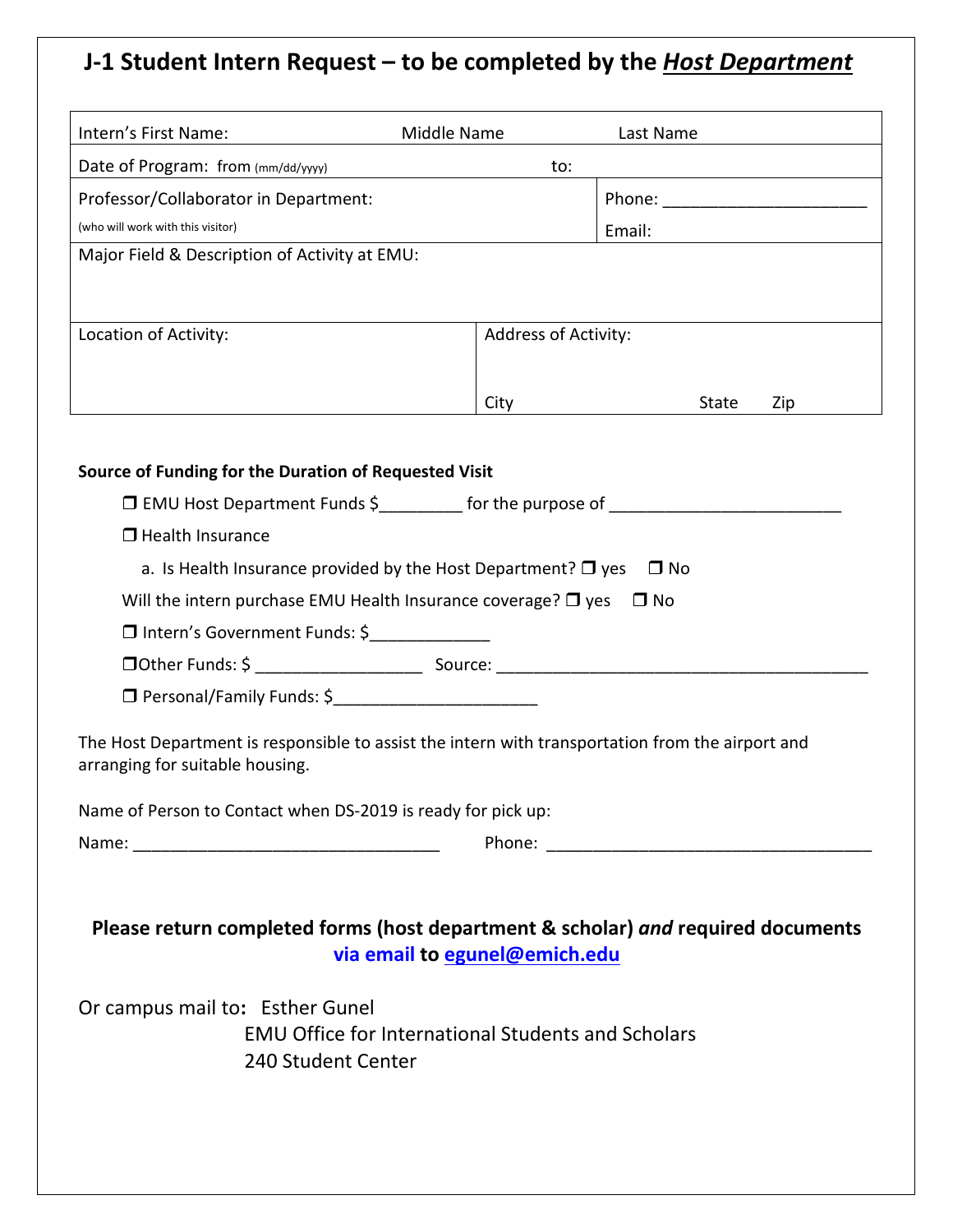# J-1 Student Intern Request – to be completed by the ***Host Department***

| Intern's First Name: | Middle Name | Last Name |
|---|---|---|
| Date of Program: from (mm/dd/yyyy) | to: | |
| Professor/Collaborator in Department: (who will work with this visitor) | | Phone: ______________________ Email: |
| Major Field & Description of Activity at EMU: | | |
| Location of Activity: | Address of Activity: City | State Zip |

**Source of Funding for the Duration of Requested Visit**

- ❒ EMU Host Department Funds $_________ for the purpose of _________________________
- ❒ Health Insurance
  - a. Is Health Insurance provided by the Host Department? ❒ yes ❒ No
- Will the intern purchase EMU Health Insurance coverage? ❒ yes ❒ No
- ❒ Intern's Government Funds: $_____________
- ❒Other Funds: $ _________________ Source: ________________________________________
- ❒ Personal/Family Funds: $______________________

The Host Department is responsible to assist the intern with transportation from the airport and arranging for suitable housing.

Name of Person to Contact when DS-2019 is ready for pick up:

Name: _________________________________ Phone: ___________________________________

**Please return completed forms (host department & scholar) *and* required documents via email to egunel@emich.edu**

Or campus mail to**:** Esther Gunel
EMU Office for International Students and Scholars
240 Student Center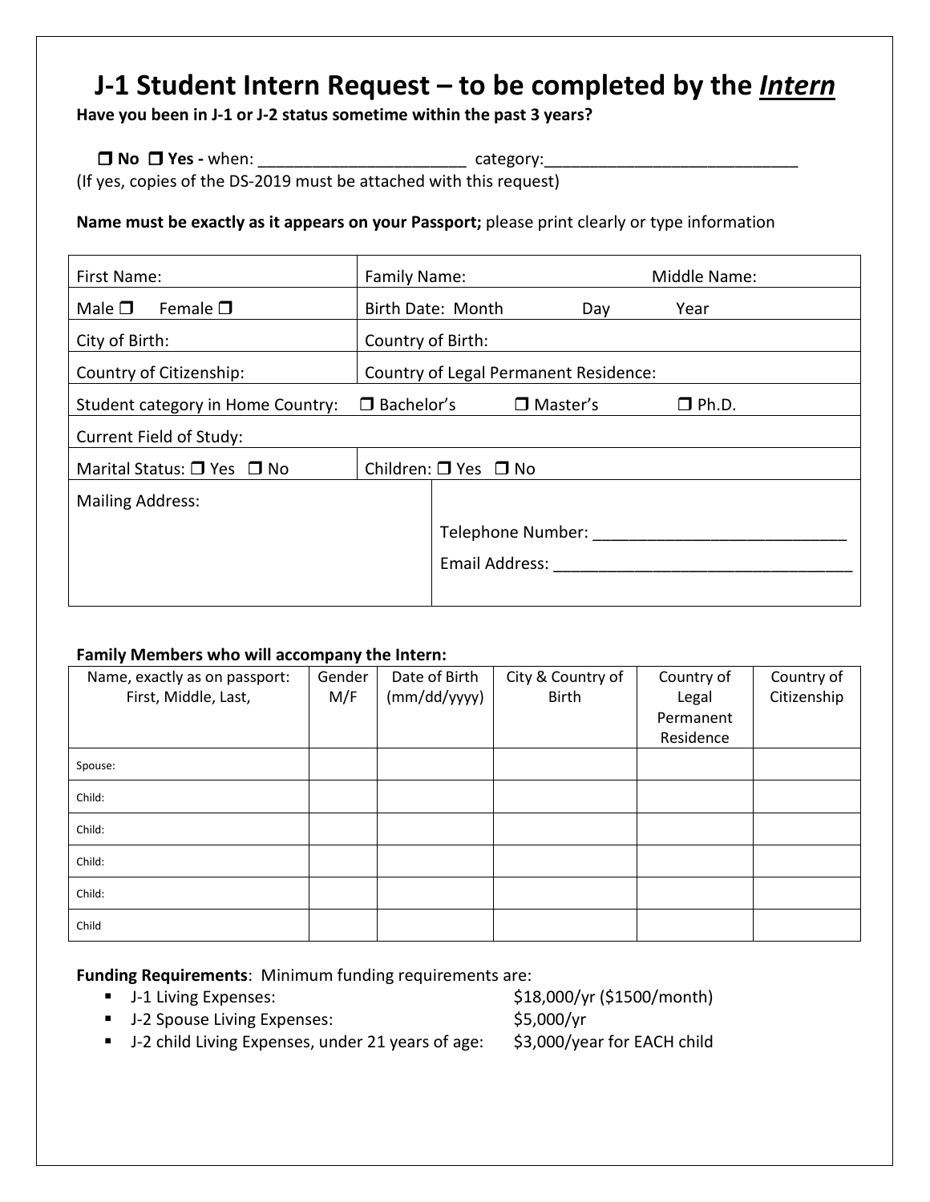# J-1 Student Intern Request – to be completed by the *Intern*

**Have you been in J-1 or J-2 status sometime within the past 3 years?**

❒ **No** ❒ **Yes -** when: _______________________ category:____________________________

(If yes, copies of the DS-2019 must be attached with this request)

**Name must be exactly as it appears on your Passport;** please print clearly or type information

| First Name: | Family Name: Middle Name: |
|---|---|
| Male ❒ Female ❒ | Birth Date: Month Day Year |
| City of Birth: | Country of Birth: |
| Country of Citizenship: | Country of Legal Permanent Residence: |
| Student category in Home Country: ❒ Bachelor's ❒ Master's ❒ Ph.D. | |
| Current Field of Study: | |
| Marital Status: ❒ Yes ❒ No | Children: ❒ Yes ❒ No |
| Mailing Address: | Telephone Number: ____________________________<br>Email Address: _________________________________ |

**Family Members who will accompany the Intern:**

| Name, exactly as on passport: First, Middle, Last, | Gender M/F | Date of Birth (mm/dd/yyyy) | City & Country of Birth | Country of Legal Permanent Residence | Country of Citizenship |
|---|---|---|---|---|---|
| Spouse: | | | | | |
| Child: | | | | | |
| Child: | | | | | |
| Child: | | | | | |
| Child: | | | | | |
| Child | | | | | |

**Funding Requirements**: Minimum funding requirements are:

- J-1 Living Expenses: $18,000/yr ($1500/month)
- J-2 Spouse Living Expenses: $5,000/yr
- J-2 child Living Expenses, under 21 years of age: $3,000/year for EACH child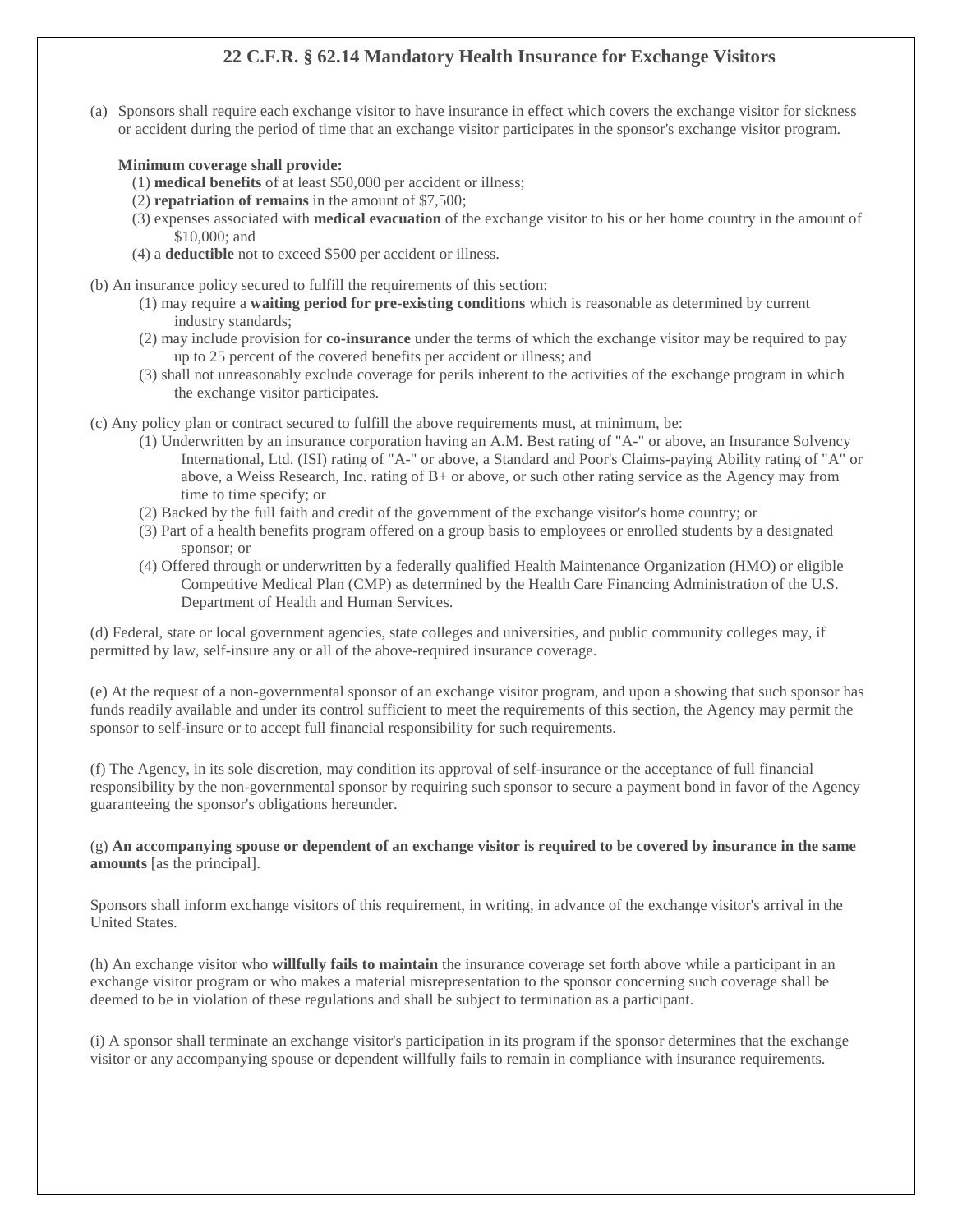## 22 C.F.R. § 62.14 Mandatory Health Insurance for Exchange Visitors

(a) Sponsors shall require each exchange visitor to have insurance in effect which covers the exchange visitor for sickness or accident during the period of time that an exchange visitor participates in the sponsor's exchange visitor program.

**Minimum coverage shall provide:**

(1) **medical benefits** of at least $50,000 per accident or illness;
(2) **repatriation of remains** in the amount of $7,500;
(3) expenses associated with **medical evacuation** of the exchange visitor to his or her home country in the amount of $10,000; and
(4) a **deductible** not to exceed $500 per accident or illness.

(b) An insurance policy secured to fulfill the requirements of this section:

(1) may require a **waiting period for pre-existing conditions** which is reasonable as determined by current industry standards;
(2) may include provision for **co-insurance** under the terms of which the exchange visitor may be required to pay up to 25 percent of the covered benefits per accident or illness; and
(3) shall not unreasonably exclude coverage for perils inherent to the activities of the exchange program in which the exchange visitor participates.

(c) Any policy plan or contract secured to fulfill the above requirements must, at minimum, be:

(1) Underwritten by an insurance corporation having an A.M. Best rating of "A-" or above, an Insurance Solvency International, Ltd. (ISI) rating of "A-" or above, a Standard and Poor's Claims-paying Ability rating of "A" or above, a Weiss Research, Inc. rating of B+ or above, or such other rating service as the Agency may from time to time specify; or
(2) Backed by the full faith and credit of the government of the exchange visitor's home country; or
(3) Part of a health benefits program offered on a group basis to employees or enrolled students by a designated sponsor; or
(4) Offered through or underwritten by a federally qualified Health Maintenance Organization (HMO) or eligible Competitive Medical Plan (CMP) as determined by the Health Care Financing Administration of the U.S. Department of Health and Human Services.

(d) Federal, state or local government agencies, state colleges and universities, and public community colleges may, if permitted by law, self-insure any or all of the above-required insurance coverage.

(e) At the request of a non-governmental sponsor of an exchange visitor program, and upon a showing that such sponsor has funds readily available and under its control sufficient to meet the requirements of this section, the Agency may permit the sponsor to self-insure or to accept full financial responsibility for such requirements.

(f) The Agency, in its sole discretion, may condition its approval of self-insurance or the acceptance of full financial responsibility by the non-governmental sponsor by requiring such sponsor to secure a payment bond in favor of the Agency guaranteeing the sponsor's obligations hereunder.

(g) **An accompanying spouse or dependent of an exchange visitor is required to be covered by insurance in the same amounts** [as the principal].

Sponsors shall inform exchange visitors of this requirement, in writing, in advance of the exchange visitor's arrival in the United States.

(h) An exchange visitor who **willfully fails to maintain** the insurance coverage set forth above while a participant in an exchange visitor program or who makes a material misrepresentation to the sponsor concerning such coverage shall be deemed to be in violation of these regulations and shall be subject to termination as a participant.

(i) A sponsor shall terminate an exchange visitor's participation in its program if the sponsor determines that the exchange visitor or any accompanying spouse or dependent willfully fails to remain in compliance with insurance requirements.